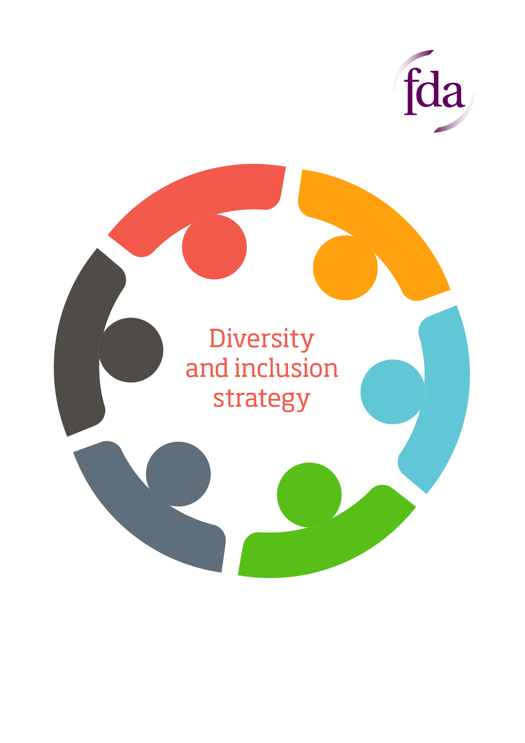fda

# Diversity and inclusion strategy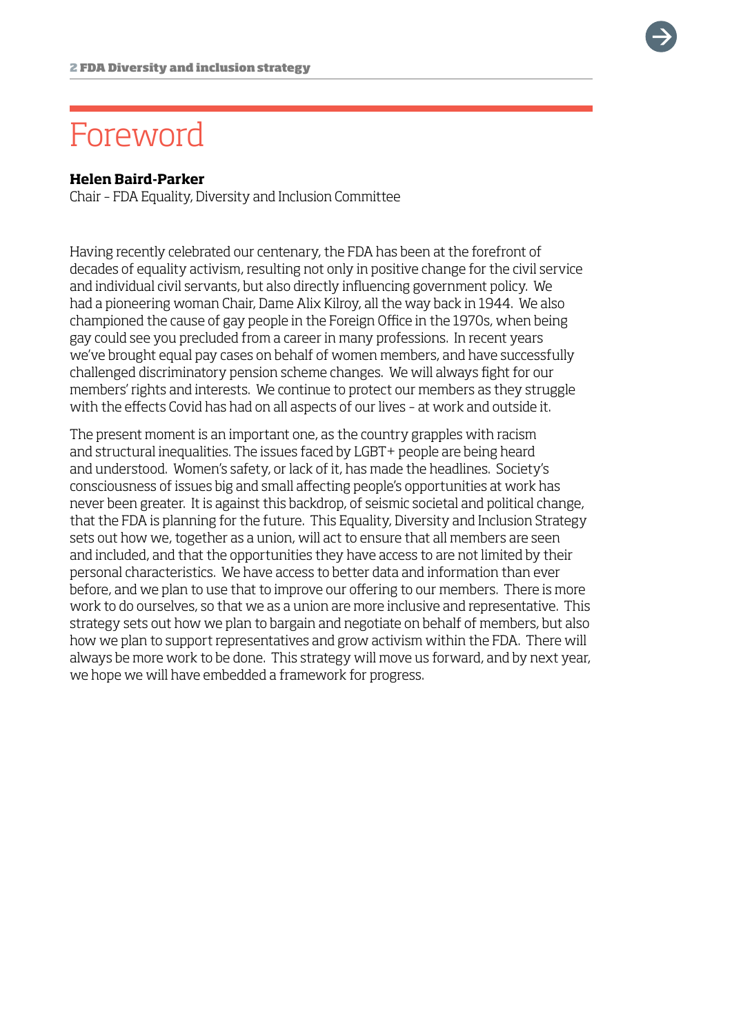# Foreword

**Helen Baird-Parker**
Chair – FDA Equality, Diversity and Inclusion Committee

Having recently celebrated our centenary, the FDA has been at the forefront of decades of equality activism, resulting not only in positive change for the civil service and individual civil servants, but also directly influencing government policy. We had a pioneering woman Chair, Dame Alix Kilroy, all the way back in 1944. We also championed the cause of gay people in the Foreign Office in the 1970s, when being gay could see you precluded from a career in many professions. In recent years we've brought equal pay cases on behalf of women members, and have successfully challenged discriminatory pension scheme changes. We will always fight for our members' rights and interests. We continue to protect our members as they struggle with the effects Covid has had on all aspects of our lives – at work and outside it.

The present moment is an important one, as the country grapples with racism and structural inequalities. The issues faced by LGBT+ people are being heard and understood. Women's safety, or lack of it, has made the headlines. Society's consciousness of issues big and small affecting people's opportunities at work has never been greater. It is against this backdrop, of seismic societal and political change, that the FDA is planning for the future. This Equality, Diversity and Inclusion Strategy sets out how we, together as a union, will act to ensure that all members are seen and included, and that the opportunities they have access to are not limited by their personal characteristics. We have access to better data and information than ever before, and we plan to use that to improve our offering to our members. There is more work to do ourselves, so that we as a union are more inclusive and representative. This strategy sets out how we plan to bargain and negotiate on behalf of members, but also how we plan to support representatives and grow activism within the FDA. There will always be more work to be done. This strategy will move us forward, and by next year, we hope we will have embedded a framework for progress.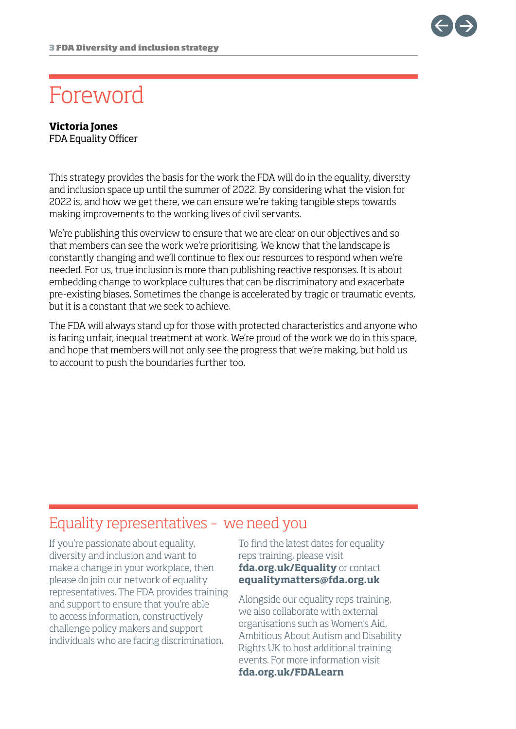# Foreword

**Victoria Jones**
FDA Equality Officer

This strategy provides the basis for the work the FDA will do in the equality, diversity and inclusion space up until the summer of 2022. By considering what the vision for 2022 is, and how we get there, we can ensure we're taking tangible steps towards making improvements to the working lives of civil servants.

We're publishing this overview to ensure that we are clear on our objectives and so that members can see the work we're prioritising. We know that the landscape is constantly changing and we'll continue to flex our resources to respond when we're needed. For us, true inclusion is more than publishing reactive responses. It is about embedding change to workplace cultures that can be discriminatory and exacerbate pre-existing biases. Sometimes the change is accelerated by tragic or traumatic events, but it is a constant that we seek to achieve.

The FDA will always stand up for those with protected characteristics and anyone who is facing unfair, inequal treatment at work. We're proud of the work we do in this space, and hope that members will not only see the progress that we're making, but hold us to account to push the boundaries further too.

## Equality representatives – we need you

If you're passionate about equality, diversity and inclusion and want to make a change in your workplace, then please do join our network of equality representatives. The FDA provides training and support to ensure that you're able to access information, constructively challenge policy makers and support individuals who are facing discrimination.

To find the latest dates for equality reps training, please visit **fda.org.uk/Equality** or contact **equalitymatters@fda.org.uk**

Alongside our equality reps training, we also collaborate with external organisations such as Women's Aid, Ambitious About Autism and Disability Rights UK to host additional training events. For more information visit **fda.org.uk/FDALearn**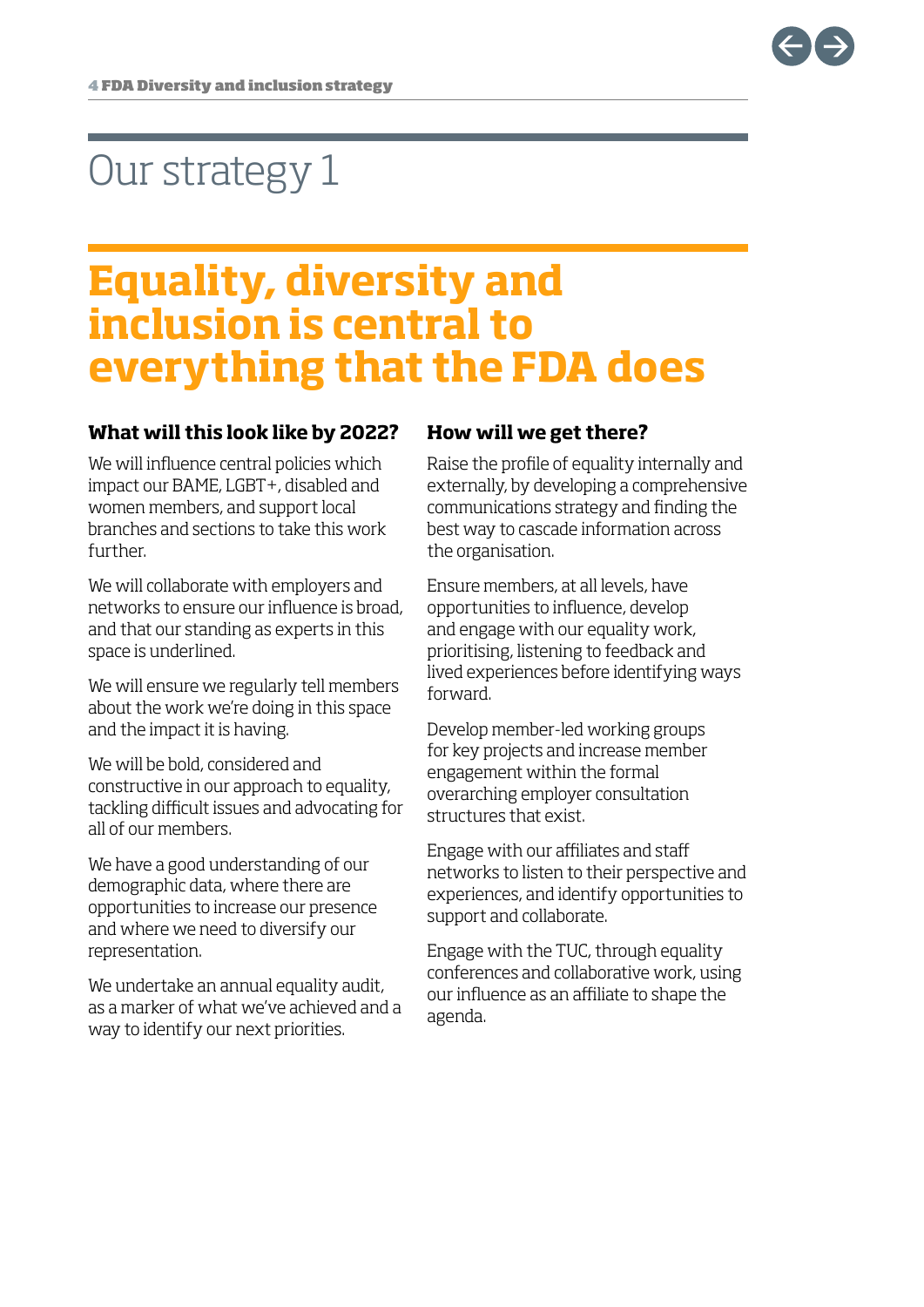# Our strategy 1

## Equality, diversity and inclusion is central to everything that the FDA does

### What will this look like by 2022?

We will influence central policies which impact our BAME, LGBT+, disabled and women members, and support local branches and sections to take this work further.

We will collaborate with employers and networks to ensure our influence is broad, and that our standing as experts in this space is underlined.

We will ensure we regularly tell members about the work we're doing in this space and the impact it is having.

We will be bold, considered and constructive in our approach to equality, tackling difficult issues and advocating for all of our members.

We have a good understanding of our demographic data, where there are opportunities to increase our presence and where we need to diversify our representation.

We undertake an annual equality audit, as a marker of what we've achieved and a way to identify our next priorities.

### How will we get there?

Raise the profile of equality internally and externally, by developing a comprehensive communications strategy and finding the best way to cascade information across the organisation.

Ensure members, at all levels, have opportunities to influence, develop and engage with our equality work, prioritising, listening to feedback and lived experiences before identifying ways forward.

Develop member-led working groups for key projects and increase member engagement within the formal overarching employer consultation structures that exist.

Engage with our affiliates and staff networks to listen to their perspective and experiences, and identify opportunities to support and collaborate.

Engage with the TUC, through equality conferences and collaborative work, using our influence as an affiliate to shape the agenda.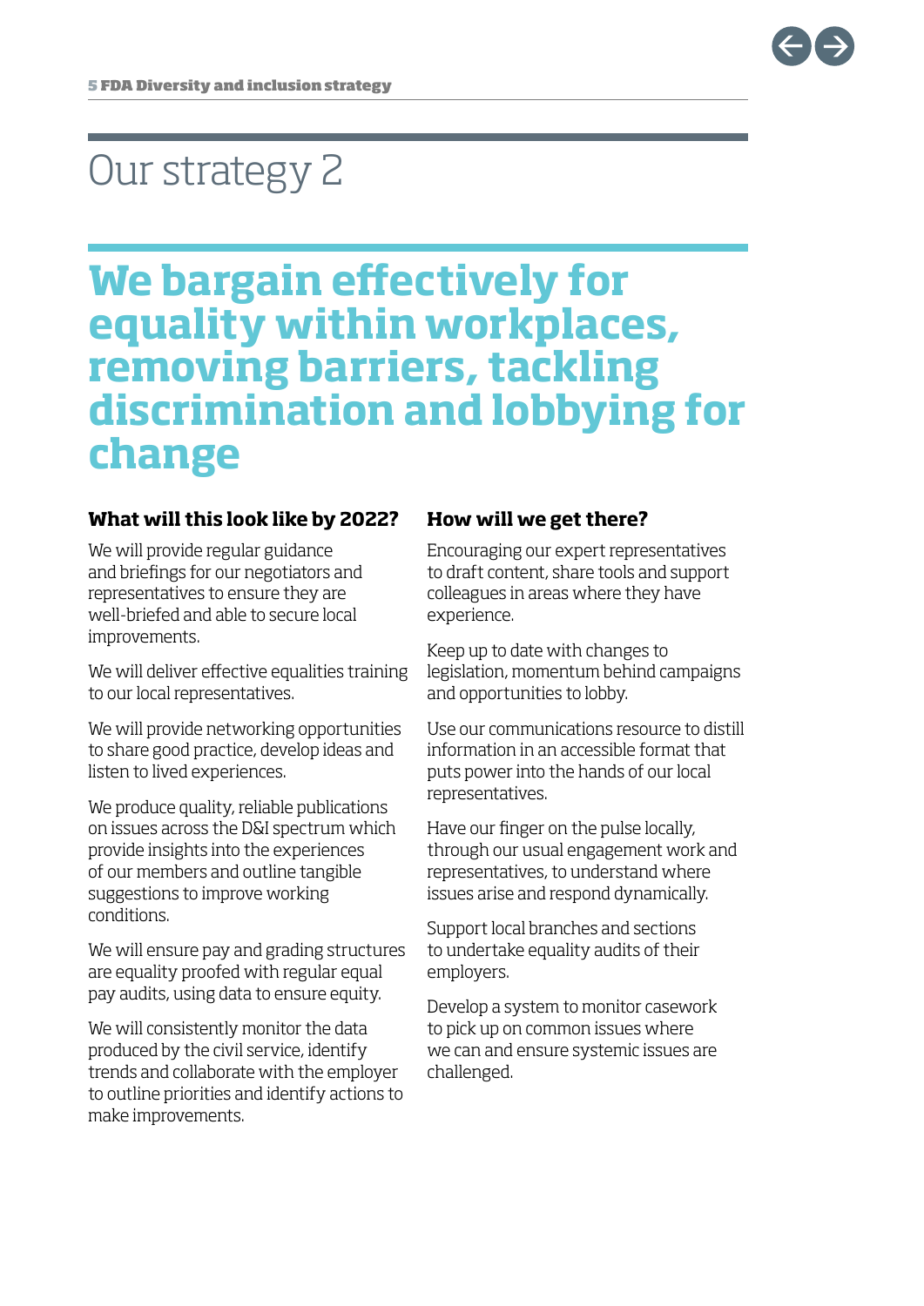# Our strategy 2

## We bargain effectively for equality within workplaces, removing barriers, tackling discrimination and lobbying for change

### What will this look like by 2022?

We will provide regular guidance and briefings for our negotiators and representatives to ensure they are well-briefed and able to secure local improvements.

We will deliver effective equalities training to our local representatives.

We will provide networking opportunities to share good practice, develop ideas and listen to lived experiences.

We produce quality, reliable publications on issues across the D&I spectrum which provide insights into the experiences of our members and outline tangible suggestions to improve working conditions.

We will ensure pay and grading structures are equality proofed with regular equal pay audits, using data to ensure equity.

We will consistently monitor the data produced by the civil service, identify trends and collaborate with the employer to outline priorities and identify actions to make improvements.

### How will we get there?

Encouraging our expert representatives to draft content, share tools and support colleagues in areas where they have experience.

Keep up to date with changes to legislation, momentum behind campaigns and opportunities to lobby.

Use our communications resource to distill information in an accessible format that puts power into the hands of our local representatives.

Have our finger on the pulse locally, through our usual engagement work and representatives, to understand where issues arise and respond dynamically.

Support local branches and sections to undertake equality audits of their employers.

Develop a system to monitor casework to pick up on common issues where we can and ensure systemic issues are challenged.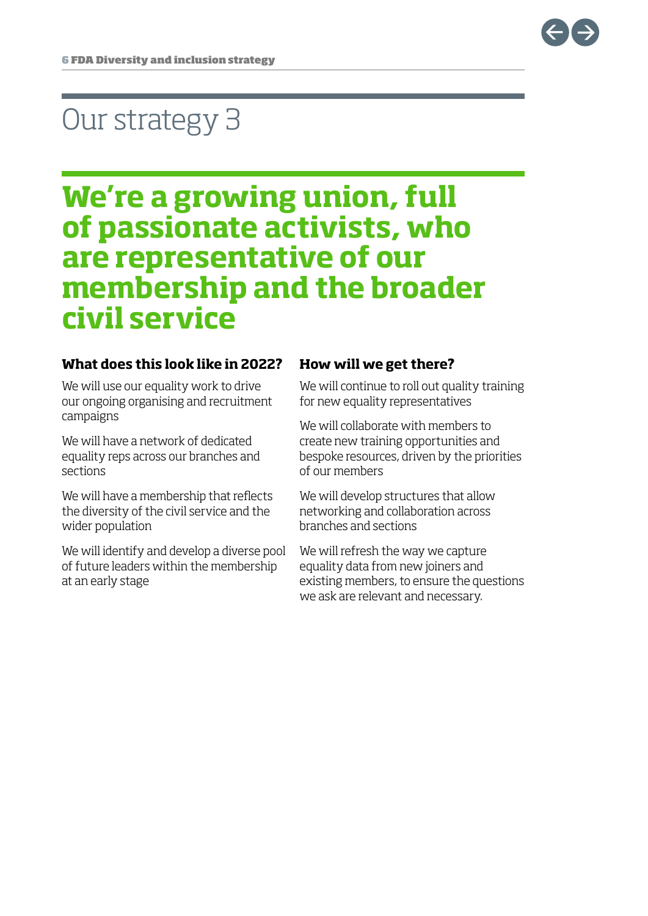# Our strategy 3

## We're a growing union, full of passionate activists, who are representative of our membership and the broader civil service

### What does this look like in 2022?

We will use our equality work to drive our ongoing organising and recruitment campaigns

We will have a network of dedicated equality reps across our branches and sections

We will have a membership that reflects the diversity of the civil service and the wider population

We will identify and develop a diverse pool of future leaders within the membership at an early stage

### How will we get there?

We will continue to roll out quality training for new equality representatives

We will collaborate with members to create new training opportunities and bespoke resources, driven by the priorities of our members

We will develop structures that allow networking and collaboration across branches and sections

We will refresh the way we capture equality data from new joiners and existing members, to ensure the questions we ask are relevant and necessary.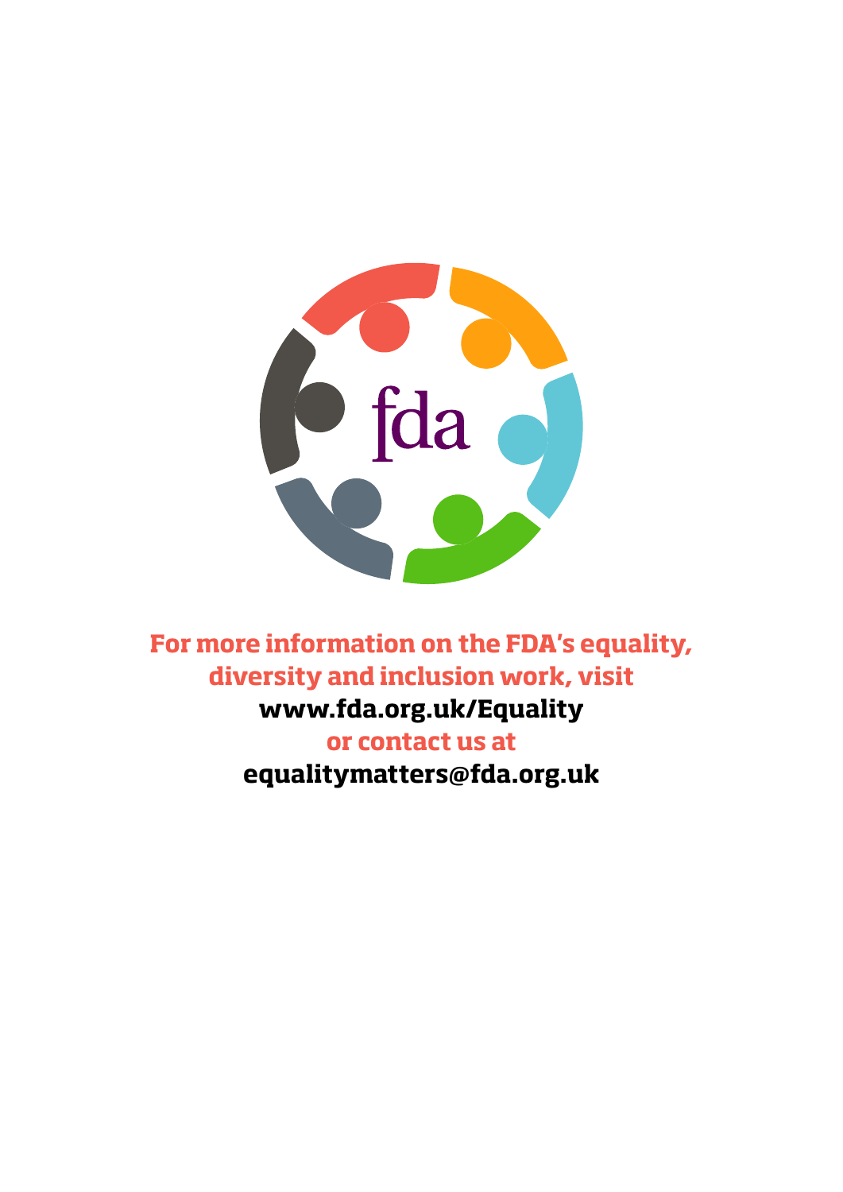fda

**For more information on the FDA's equality, diversity and inclusion work, visit**
**www.fda.org.uk/Equality**
**or contact us at**
**equalitymatters@fda.org.uk**